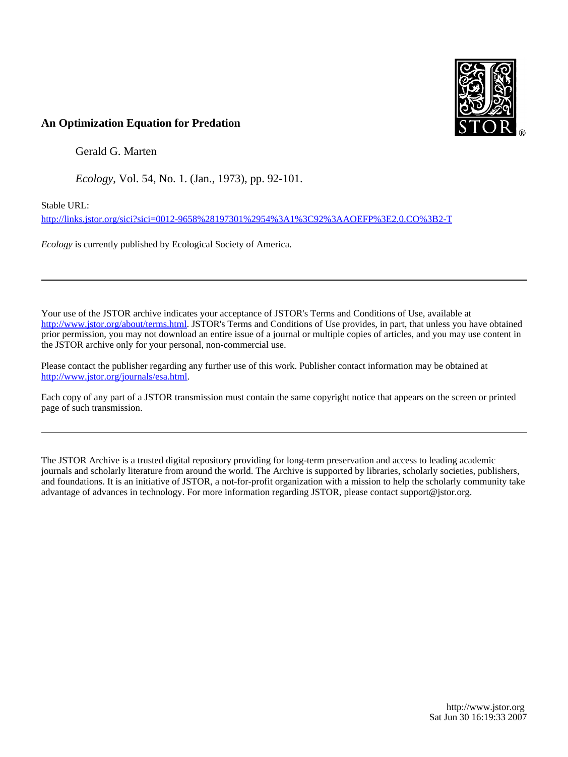# An Optimization Equation for Predation

Gerald G. Marten

*Ecology*, Vol. 54, No. 1. (Jan., 1973), pp. 92-101.

Stable URL:

http://links.jstor.org/sici?sici=0012-9658%28197301%2954%3A1%3C92%3AAOEFP%3E2.0.CO%3B2-T

*Ecology* is currently published by Ecological Society of America.

---

Your use of the JSTOR archive indicates your acceptance of JSTOR's Terms and Conditions of Use, available at http://www.jstor.org/about/terms.html. JSTOR's Terms and Conditions of Use provides, in part, that unless you have obtained prior permission, you may not download an entire issue of a journal or multiple copies of articles, and you may use content in the JSTOR archive only for your personal, non-commercial use.

Please contact the publisher regarding any further use of this work. Publisher contact information may be obtained at http://www.jstor.org/journals/esa.html.

Each copy of any part of a JSTOR transmission must contain the same copyright notice that appears on the screen or printed page of such transmission.

---

The JSTOR Archive is a trusted digital repository providing for long-term preservation and access to leading academic journals and scholarly literature from around the world. The Archive is supported by libraries, scholarly societies, publishers, and foundations. It is an initiative of JSTOR, a not-for-profit organization with a mission to help the scholarly community take advantage of advances in technology. For more information regarding JSTOR, please contact support@jstor.org.

http://www.jstor.org
Sat Jun 30 16:19:33 2007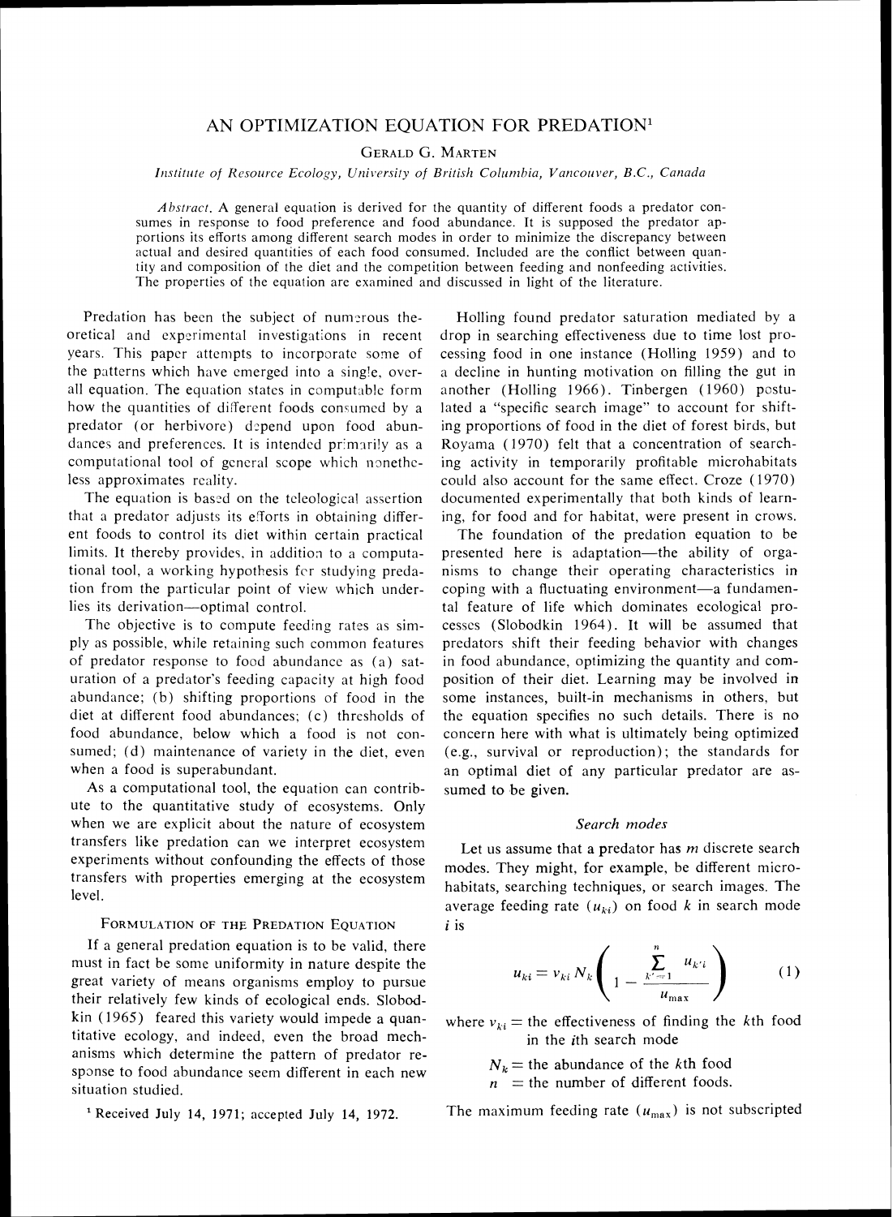# AN OPTIMIZATION EQUATION FOR PREDATION[1]

Gerald G. Marten

*Institute of Resource Ecology, University of British Columbia, Vancouver, B.C., Canada*

*Abstract.* A general equation is derived for the quantity of different foods a predator consumes in response to food preference and food abundance. It is supposed the predator apportions its efforts among different search modes in order to minimize the discrepancy between actual and desired quantities of each food consumed. Included are the conflict between quantity and composition of the diet and the competition between feeding and nonfeeding activities. The properties of the equation are examined and discussed in light of the literature.

Predation has been the subject of numerous theoretical and experimental investigations in recent years. This paper attempts to incorporate some of the patterns which have emerged into a single, overall equation. The equation states in computable form how the quantities of different foods consumed by a predator (or herbivore) depend upon food abundances and preferences. It is intended primarily as a computational tool of general scope which nonetheless approximates reality.

The equation is based on the teleological assertion that a predator adjusts its efforts in obtaining different foods to control its diet within certain practical limits. It thereby provides, in addition to a computational tool, a working hypothesis for studying predation from the particular point of view which underlies its derivation—optimal control.

The objective is to compute feeding rates as simply as possible, while retaining such common features of predator response to food abundance as (a) saturation of a predator's feeding capacity at high food abundance; (b) shifting proportions of food in the diet at different food abundances; (c) thresholds of food abundance, below which a food is not consumed; (d) maintenance of variety in the diet, even when a food is superabundant.

As a computational tool, the equation can contribute to the quantitative study of ecosystems. Only when we are explicit about the nature of ecosystem transfers like predation can we interpret ecosystem experiments without confounding the effects of those transfers with properties emerging at the ecosystem level.

## Formulation of the Predation Equation

If a general predation equation is to be valid, there must in fact be some uniformity in nature despite the great variety of means organisms employ to pursue their relatively few kinds of ecological ends. Slobodkin (1965) feared this variety would impede a quantitative ecology, and indeed, even the broad mechanisms which determine the pattern of predator response to food abundance seem different in each new situation studied.

Holling found predator saturation mediated by a drop in searching effectiveness due to time lost processing food in one instance (Holling 1959) and to a decline in hunting motivation on filling the gut in another (Holling 1966). Tinbergen (1960) postulated a "specific search image" to account for shifting proportions of food in the diet of forest birds, but Royama (1970) felt that a concentration of searching activity in temporarily profitable microhabitats could also account for the same effect. Croze (1970) documented experimentally that both kinds of learning, for food and for habitat, were present in crows.

The foundation of the predation equation to be presented here is adaptation—the ability of organisms to change their operating characteristics in coping with a fluctuating environment—a fundamental feature of life which dominates ecological processes (Slobodkin 1964). It will be assumed that predators shift their feeding behavior with changes in food abundance, optimizing the quantity and composition of their diet. Learning may be involved in some instances, built-in mechanisms in others, but the equation specifies no such details. There is no concern here with what is ultimately being optimized (e.g., survival or reproduction); the standards for an optimal diet of any particular predator are assumed to be given.

### *Search modes*

Let us assume that a predator has $m$ discrete search modes. They might, for example, be different microhabitats, searching techniques, or search images. The average feeding rate ($u_{ki}$) on food $k$ in search mode $i$ is

$$u_{ki} = v_{ki} N_k \left( 1 - \frac{\sum_{k'=1}^{n} u_{k'i}}{u_{\max}} \right) \qquad (1)$$

where $v_{ki}$ = the effectiveness of finding the $k$th food in the $i$th search mode

$N_k$ = the abundance of the $k$th food

$n$ = the number of different foods.

The maximum feeding rate ($u_{\max}$) is not subscripted

[1] Received July 14, 1971; accepted July 14, 1972.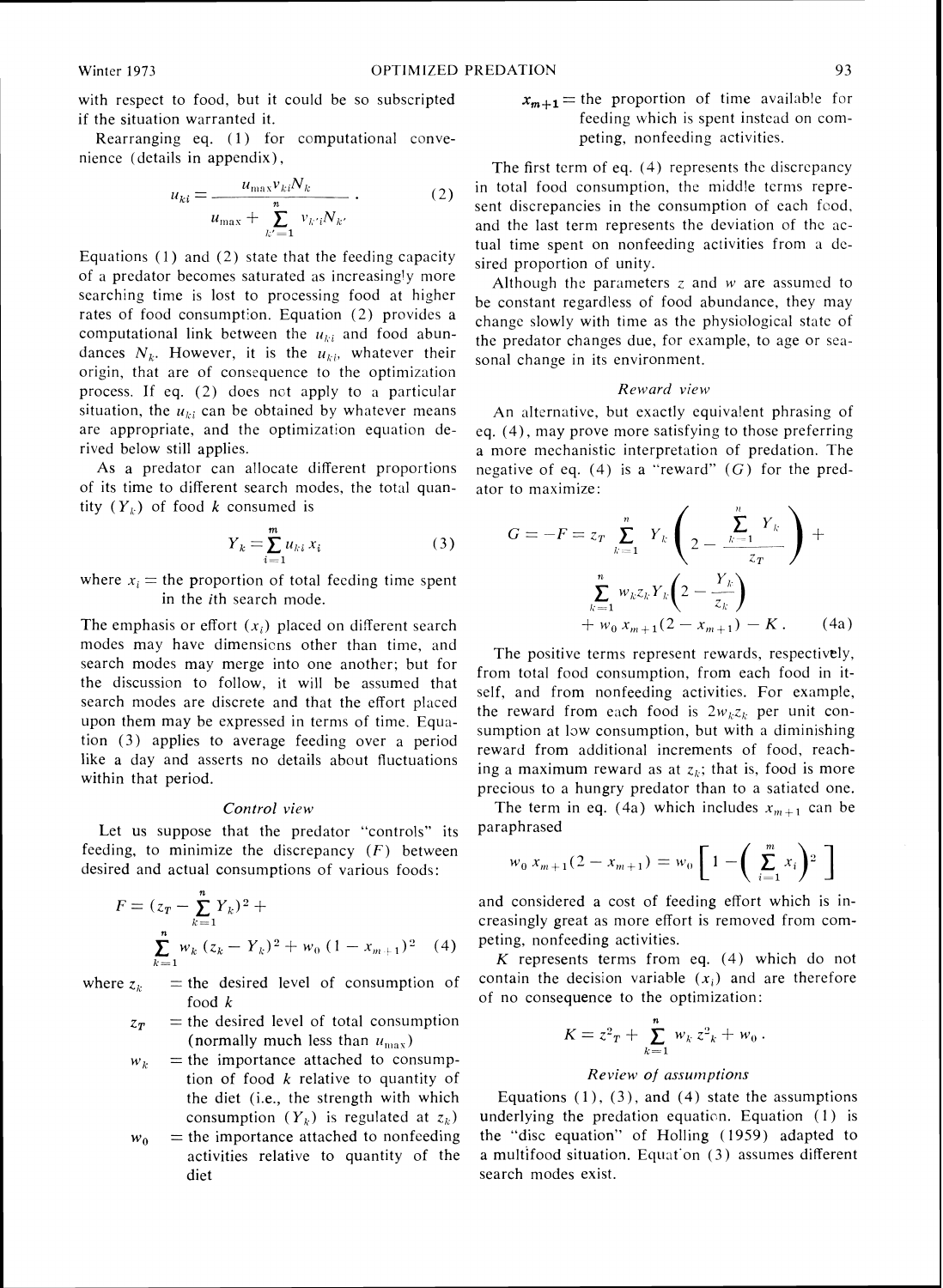with respect to food, but it could be so subscripted if the situation warranted it.

Rearranging eq. (1) for computational convenience (details in appendix),

$$u_{ki} = \frac{u_{\max} v_{ki} N_k}{u_{\max} + \sum_{k'=1}^{n} v_{k'i} N_{k'}} . \quad (2)$$

Equations (1) and (2) state that the feeding capacity of a predator becomes saturated as increasingly more searching time is lost to processing food at higher rates of food consumption. Equation (2) provides a computational link between the $u_{ki}$ and food abundances $N_k$. However, it is the $u_{ki}$, whatever their origin, that are of consequence to the optimization process. If eq. (2) does not apply to a particular situation, the $u_{ki}$ can be obtained by whatever means are appropriate, and the optimization equation derived below still applies.

As a predator can allocate different proportions of its time to different search modes, the total quantity ($Y_k$) of food $k$ consumed is

$$Y_k = \sum_{i=1}^{m} u_{ki} \, x_i \quad (3)$$

where $x_i$ = the proportion of total feeding time spent in the $i$th search mode.

The emphasis or effort ($x_i$) placed on different search modes may have dimensions other than time, and search modes may merge into one another; but for the discussion to follow, it will be assumed that search modes are discrete and that the effort placed upon them may be expressed in terms of time. Equation (3) applies to average feeding over a period like a day and asserts no details about fluctuations within that period.

### *Control view*

Let us suppose that the predator "controls" its feeding, to minimize the discrepancy ($F$) between desired and actual consumptions of various foods:

$$F = (z_T - \sum_{k=1}^{n} Y_k)^2 + \sum_{k=1}^{n} w_k \, (z_k - Y_k)^2 + w_0 \, (1 - x_{m+1})^2 \quad (4)$$

where $z_k$ = the desired level of consumption of food $k$

$z_T$ = the desired level of total consumption (normally much less than $u_{\max}$)

$w_k$ = the importance attached to consumption of food $k$ relative to quantity of the diet (i.e., the strength with which consumption ($Y_k$) is regulated at $z_k$)

$w_0$ = the importance attached to nonfeeding activities relative to quantity of the diet

$x_{m+1}$ = the proportion of time available for feeding which is spent instead on competing, nonfeeding activities.

The first term of eq. (4) represents the discrepancy in total food consumption, the middle terms represent discrepancies in the consumption of each food, and the last term represents the deviation of the actual time spent on nonfeeding activities from a desired proportion of unity.

Although the parameters $z$ and $w$ are assumed to be constant regardless of food abundance, they may change slowly with time as the physiological state of the predator changes due, for example, to age or seasonal change in its environment.

### *Reward view*

An alternative, but exactly equivalent phrasing of eq. (4), may prove more satisfying to those preferring a more mechanistic interpretation of predation. The negative of eq. (4) is a "reward" ($G$) for the predator to maximize:

$$G = -F = z_T \sum_{k=1}^{n} Y_k \left( 2 - \frac{\sum_{k=1}^{n} Y_k}{z_T} \right) + \sum_{k=1}^{n} w_k z_k Y_k \left( 2 - \frac{Y_k}{z_k} \right) + w_0 \, x_{m+1} (2 - x_{m+1}) - K . \quad (4a)$$

The positive terms represent rewards, respectively, from total food consumption, from each food in itself, and from nonfeeding activities. For example, the reward from each food is $2 w_k z_k$ per unit consumption at low consumption, but with a diminishing reward from additional increments of food, reaching a maximum reward as at $z_k$; that is, food is more precious to a hungry predator than to a satiated one.

The term in eq. (4a) which includes $x_{m+1}$ can be paraphrased

$$w_0 \, x_{m+1} (2 - x_{m+1}) = w_0 \left[ 1 - \left( \sum_{i=1}^{m} x_i \right)^2 \right]$$

and considered a cost of feeding effort which is increasingly great as more effort is removed from competing, nonfeeding activities.

$K$ represents terms from eq. (4) which do not contain the decision variable ($x_i$) and are therefore of no consequence to the optimization:

$$K = z^2_T + \sum_{k=1}^{n} w_k \, z^2_k + w_0 \, .$$

### *Review of assumptions*

Equations (1), (3), and (4) state the assumptions underlying the predation equation. Equation (1) is the "disc equation" of Holling (1959) adapted to a multifood situation. Equation (3) assumes different search modes exist.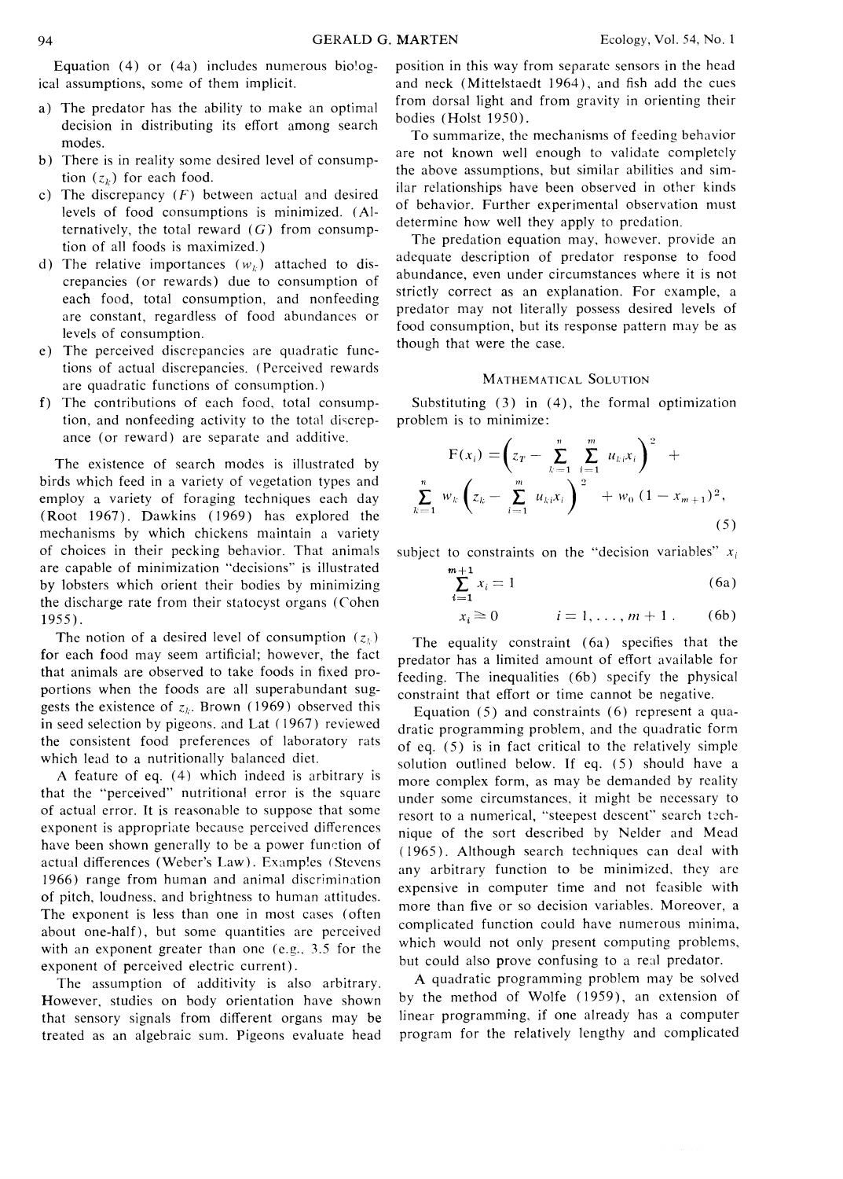Equation (4) or (4a) includes numerous biological assumptions, some of them implicit.

a) The predator has the ability to make an optimal decision in distributing its effort among search modes.
b) There is in reality some desired level of consumption ($z_k$) for each food.
c) The discrepancy ($F$) between actual and desired levels of food consumptions is minimized. (Alternatively, the total reward ($G$) from consumption of all foods is maximized.)
d) The relative importances ($w_k$) attached to discrepancies (or rewards) due to consumption of each food, total consumption, and nonfeeding are constant, regardless of food abundances or levels of consumption.
e) The perceived discrepancies are quadratic functions of actual discrepancies. (Perceived rewards are quadratic functions of consumption.)
f) The contributions of each food, total consumption, and nonfeeding activity to the total discrepancy (or reward) are separate and additive.

The existence of search modes is illustrated by birds which feed in a variety of vegetation types and employ a variety of foraging techniques each day (Root 1967). Dawkins (1969) has explored the mechanisms by which chickens maintain a variety of choices in their pecking behavior. That animals are capable of minimization "decisions" is illustrated by lobsters which orient their bodies by minimizing the discharge rate from their statocyst organs (Cohen 1955).

The notion of a desired level of consumption ($z_k$) for each food may seem artificial; however, the fact that animals are observed to take foods in fixed proportions when the foods are all superabundant suggests the existence of $z_k$. Brown (1969) observed this in seed selection by pigeons, and Lat (1967) reviewed the consistent food preferences of laboratory rats which lead to a nutritionally balanced diet.

A feature of eq. (4) which indeed is arbitrary is that the "perceived" nutritional error is the square of actual error. It is reasonable to suppose that some exponent is appropriate because perceived differences have been shown generally to be a power function of actual differences (Weber's Law). Examples (Stevens 1966) range from human and animal discrimination of pitch, loudness, and brightness to human attitudes. The exponent is less than one in most cases (often about one-half), but some quantities are perceived with an exponent greater than one (e.g., 3.5 for the exponent of perceived electric current).

The assumption of additivity is also arbitrary. However, studies on body orientation have shown that sensory signals from different organs may be treated as an algebraic sum. Pigeons evaluate head position in this way from separate sensors in the head and neck (Mittelstaedt 1964), and fish add the cues from dorsal light and from gravity in orienting their bodies (Holst 1950).

To summarize, the mechanisms of feeding behavior are not known well enough to validate completely the above assumptions, but similar abilities and similar relationships have been observed in other kinds of behavior. Further experimental observation must determine how well they apply to predation.

The predation equation may, however, provide an adequate description of predator response to food abundance, even under circumstances where it is not strictly correct as an explanation. For example, a predator may not literally possess desired levels of food consumption, but its response pattern may be as though that were the case.

## Mathematical Solution

Substituting (3) in (4), the formal optimization problem is to minimize:

$$F(x_i) = \left(z_T - \sum_{k=1}^{n} \sum_{i=1}^{m} u_{ki}x_i\right)^2 + \sum_{k=1}^{n} w_k \left(z_k - \sum_{i=1}^{m} u_{ki}x_i\right)^2 + w_0 (1 - x_{m+1})^2, \tag{5}$$

subject to constraints on the "decision variables" $x_i$

$$\sum_{i=1}^{m+1} x_i = 1 \tag{6a}$$

$$x_i \geq 0 \qquad i = 1, \ldots, m+1. \tag{6b}$$

The equality constraint (6a) specifies that the predator has a limited amount of effort available for feeding. The inequalities (6b) specify the physical constraint that effort or time cannot be negative.

Equation (5) and constraints (6) represent a quadratic programming problem, and the quadratic form of eq. (5) is in fact critical to the relatively simple solution outlined below. If eq. (5) should have a more complex form, as may be demanded by reality under some circumstances, it might be necessary to resort to a numerical, "steepest descent" search technique of the sort described by Nelder and Mead (1965). Although search techniques can deal with any arbitrary function to be minimized, they are expensive in computer time and not feasible with more than five or so decision variables. Moreover, a complicated function could have numerous minima, which would not only present computing problems, but could also prove confusing to a real predator.

A quadratic programming problem may be solved by the method of Wolfe (1959), an extension of linear programming, if one already has a computer program for the relatively lengthy and complicated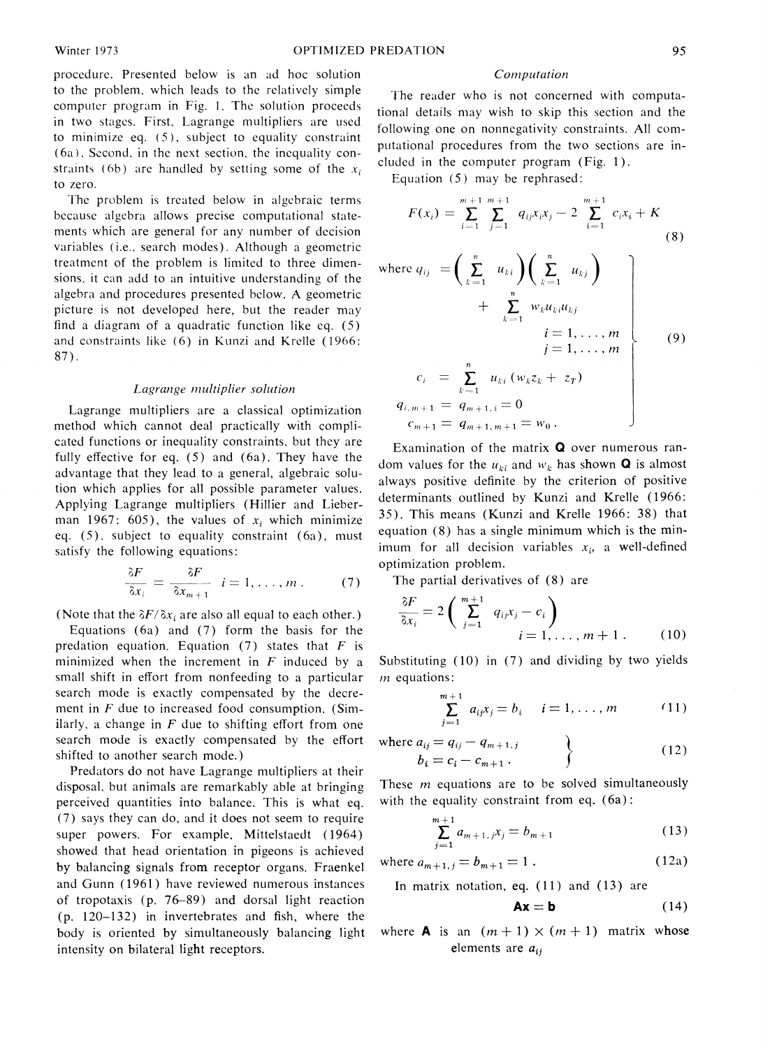procedure. Presented below is an ad hoc solution to the problem, which leads to the relatively simple computer program in Fig. 1. The solution proceeds in two stages. First, Lagrange multipliers are used to minimize eq. (5), subject to equality constraint (6a). Second, in the next section, the inequality constraints (6b) are handled by setting some of the $x_i$ to zero.

The problem is treated below in algebraic terms because algebra allows precise computational statements which are general for any number of decision variables (i.e., search modes). Although a geometric treatment of the problem is limited to three dimensions, it can add to an intuitive understanding of the algebra and procedures presented below. A geometric picture is not developed here, but the reader may find a diagram of a quadratic function like eq. (5) and constraints like (6) in Kunzi and Krelle (1966: 87).

### *Lagrange multiplier solution*

Lagrange multipliers are a classical optimization method which cannot deal practically with complicated functions or inequality constraints, but they are fully effective for eq. (5) and (6a). They have the advantage that they lead to a general, algebraic solution which applies for all possible parameter values. Applying Lagrange multipliers (Hillier and Lieberman 1967: 605), the values of $x_i$ which minimize eq. (5), subject to equality constraint (6a), must satisfy the following equations:

$$\frac{\delta F}{\delta x_i} = \frac{\delta F}{\delta x_{m+1}} \quad i = 1, \ldots, m. \tag{7}$$

(Note that the $\delta F / \delta x_i$ are also all equal to each other.)

Equations (6a) and (7) form the basis for the predation equation. Equation (7) states that $F$ is minimized when the increment in $F$ induced by a small shift in effort from nonfeeding to a particular search mode is exactly compensated by the decrement in $F$ due to increased food consumption. (Similarly, a change in $F$ due to shifting effort from one search mode is exactly compensated by the effort shifted to another search mode.)

Predators do not have Lagrange multipliers at their disposal, but animals are remarkably able at bringing perceived quantities into balance. This is what eq. (7) says they can do, and it does not seem to require super powers. For example, Mittelstaedt (1964) showed that head orientation in pigeons is achieved by balancing signals from receptor organs. Fraenkel and Gunn (1961) have reviewed numerous instances of tropotaxis (p. 76–89) and dorsal light reaction (p. 120–132) in invertebrates and fish, where the body is oriented by simultaneously balancing light intensity on bilateral light receptors.

### *Computation*

The reader who is not concerned with computational details may wish to skip this section and the following one on nonnegativity constraints. All computational procedures from the two sections are included in the computer program (Fig. 1).

Equation (5) may be rephrased:

$$F(x_i) = \sum_{i=1}^{m+1} \sum_{j=1}^{m+1} q_{ij} x_i x_j - 2 \sum_{i=1}^{m+1} c_i x_i + K \tag{8}$$

$$\left.\begin{aligned}
\text{where } q_{ij} &= \left( \sum_{k=1}^{n} u_{ki} \right) \left( \sum_{k=1}^{n} u_{kj} \right) + \sum_{k=1}^{n} w_k u_{ki} u_{kj} \\
& \qquad i = 1, \ldots, m \\
& \qquad j = 1, \ldots, m \\
c_i &= \sum_{k=1}^{n} u_{ki} (w_k z_k + z_T) \\
q_{i,m+1} &= q_{m+1,i} = 0 \\
c_{m+1} &= q_{m+1,m+1} = w_0 .
\end{aligned}\right\} \tag{9}$$

Examination of the matrix $\mathbf{Q}$ over numerous random values for the $u_{ki}$ and $w_k$ has shown $\mathbf{Q}$ is almost always positive definite by the criterion of positive determinants outlined by Kunzi and Krelle (1966: 35). This means (Kunzi and Krelle 1966: 38) that equation (8) has a single minimum which is the minimum for all decision variables $x_i$, a well-defined optimization problem.

The partial derivatives of (8) are

$$\frac{\delta F}{\delta x_i} = 2 \left( \sum_{j=1}^{m+1} q_{ij} x_j - c_i \right) \quad i = 1, \ldots, m+1 . \tag{10}$$

Substituting (10) in (7) and dividing by two yields $m$ equations:

$$\sum_{j=1}^{m+1} a_{ij} x_j = b_i \quad i = 1, \ldots, m \tag{11}$$

$$\left.\begin{aligned}
\text{where } a_{ij} &= q_{ij} - q_{m+1,j} \\
b_i &= c_i - c_{m+1} .
\end{aligned}\right\} \tag{12}$$

These $m$ equations are to be solved simultaneously with the equality constraint from eq. (6a):

$$\sum_{j=1}^{m+1} a_{m+1,j} x_j = b_{m+1} \tag{13}$$

$$\text{where } a_{m+1,j} = b_{m+1} = 1 . \tag{12a}$$

In matrix notation, eq. (11) and (13) are

$$\mathbf{A}\mathbf{x} = \mathbf{b} \tag{14}$$

where $\mathbf{A}$ is an $(m+1) \times (m+1)$ matrix whose elements are $a_{ij}$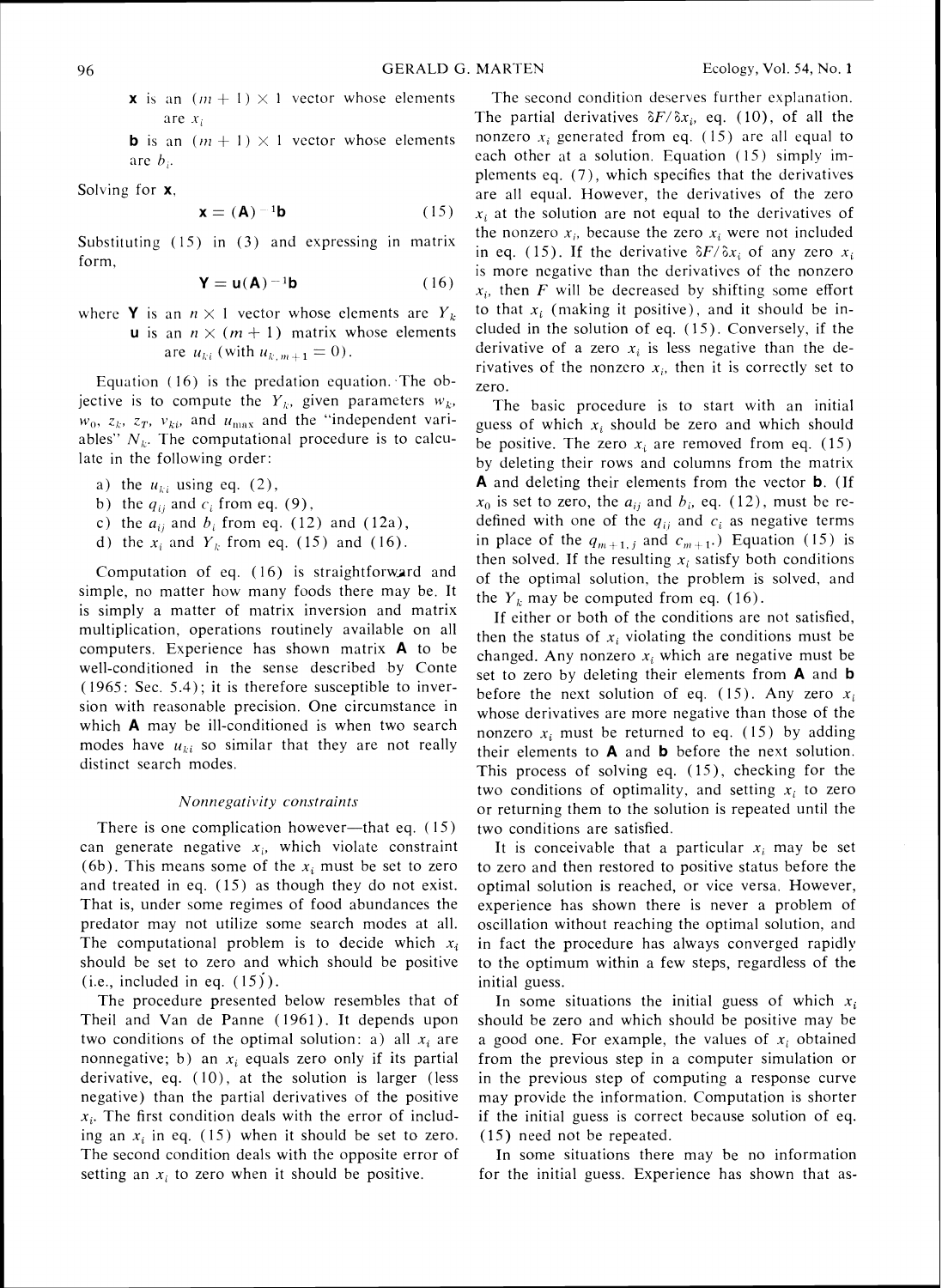**x** is an $(m + 1) \times 1$ vector whose elements are $x_i$

**b** is an $(m + 1) \times 1$ vector whose elements are $b_i$.

Solving for **x**,

$$\mathbf{x} = (\mathbf{A})^{-1}\mathbf{b} \tag{15}$$

Substituting (15) in (3) and expressing in matrix form,

$$\mathbf{Y} = \mathbf{u}(\mathbf{A})^{-1}\mathbf{b} \tag{16}$$

where **Y** is an $n \times 1$ vector whose elements are $Y_k$

**u** is an $n \times (m + 1)$ matrix whose elements are $u_{ki}$ (with $u_{k,m+1} = 0$).

Equation (16) is the predation equation. The objective is to compute the $Y_k$, given parameters $w_k$, $w_0$, $z_k$, $z_T$, $v_{ki}$, and $u_{\max}$ and the "independent variables" $N_k$. The computational procedure is to calculate in the following order:

a) the $u_{ki}$ using eq. (2),
b) the $q_{ij}$ and $c_i$ from eq. (9),
c) the $a_{ij}$ and $b_i$ from eq. (12) and (12a),
d) the $x_i$ and $Y_k$ from eq. (15) and (16).

Computation of eq. (16) is straightforward and simple, no matter how many foods there may be. It is simply a matter of matrix inversion and matrix multiplication, operations routinely available on all computers. Experience has shown matrix **A** to be well-conditioned in the sense described by Conte (1965: Sec. 5.4); it is therefore susceptible to inversion with reasonable precision. One circumstance in which **A** may be ill-conditioned is when two search modes have $u_{ki}$ so similar that they are not really distinct search modes.

### *Nonnegativity constraints*

There is one complication however—that eq. (15) can generate negative $x_i$, which violate constraint (6b). This means some of the $x_i$ must be set to zero and treated in eq. (15) as though they do not exist. That is, under some regimes of food abundances the predator may not utilize some search modes at all. The computational problem is to decide which $x_i$ should be set to zero and which should be positive (i.e., included in eq. (15)).

The procedure presented below resembles that of Theil and Van de Panne (1961). It depends upon two conditions of the optimal solution: a) all $x_i$ are nonnegative; b) an $x_i$ equals zero only if its partial derivative, eq. (10), at the solution is larger (less negative) than the partial derivatives of the positive $x_i$. The first condition deals with the error of including an $x_i$ in eq. (15) when it should be set to zero. The second condition deals with the opposite error of setting an $x_i$ to zero when it should be positive.

The second condition deserves further explanation. The partial derivatives $\partial F/\partial x_i$, eq. (10), of all the nonzero $x_i$ generated from eq. (15) are all equal to each other at a solution. Equation (15) simply implements eq. (7), which specifies that the derivatives are all equal. However, the derivatives of the zero $x_i$ at the solution are not equal to the derivatives of the nonzero $x_i$, because the zero $x_i$ were not included in eq. (15). If the derivative $\partial F/\partial x_i$ of any zero $x_i$ is more negative than the derivatives of the nonzero $x_i$, then $F$ will be decreased by shifting some effort to that $x_i$ (making it positive), and it should be included in the solution of eq. (15). Conversely, if the derivative of a zero $x_i$ is less negative than the derivatives of the nonzero $x_i$, then it is correctly set to zero.

The basic procedure is to start with an initial guess of which $x_i$ should be zero and which should be positive. The zero $x_i$ are removed from eq. (15) by deleting their rows and columns from the matrix **A** and deleting their elements from the vector **b**. (If $x_0$ is set to zero, the $a_{ij}$ and $b_i$, eq. (12), must be redefined with one of the $q_{ij}$ and $c_i$ as negative terms in place of the $q_{m+1,j}$ and $c_{m+1}$.) Equation (15) is then solved. If the resulting $x_i$ satisfy both conditions of the optimal solution, the problem is solved, and the $Y_k$ may be computed from eq. (16).

If either or both of the conditions are not satisfied, then the status of $x_i$ violating the conditions must be changed. Any nonzero $x_i$ which are negative must be set to zero by deleting their elements from **A** and **b** before the next solution of eq. (15). Any zero $x_i$ whose derivatives are more negative than those of the nonzero $x_i$ must be returned to eq. (15) by adding their elements to **A** and **b** before the next solution. This process of solving eq. (15), checking for the two conditions of optimality, and setting $x_i$ to zero or returning them to the solution is repeated until the two conditions are satisfied.

It is conceivable that a particular $x_i$ may be set to zero and then restored to positive status before the optimal solution is reached, or vice versa. However, experience has shown there is never a problem of oscillation without reaching the optimal solution, and in fact the procedure has always converged rapidly to the optimum within a few steps, regardless of the initial guess.

In some situations the initial guess of which $x_i$ should be zero and which should be positive may be a good one. For example, the values of $x_i$ obtained from the previous step in a computer simulation or in the previous step of computing a response curve may provide the information. Computation is shorter if the initial guess is correct because solution of eq. (15) need not be repeated.

In some situations there may be no information for the initial guess. Experience has shown that as-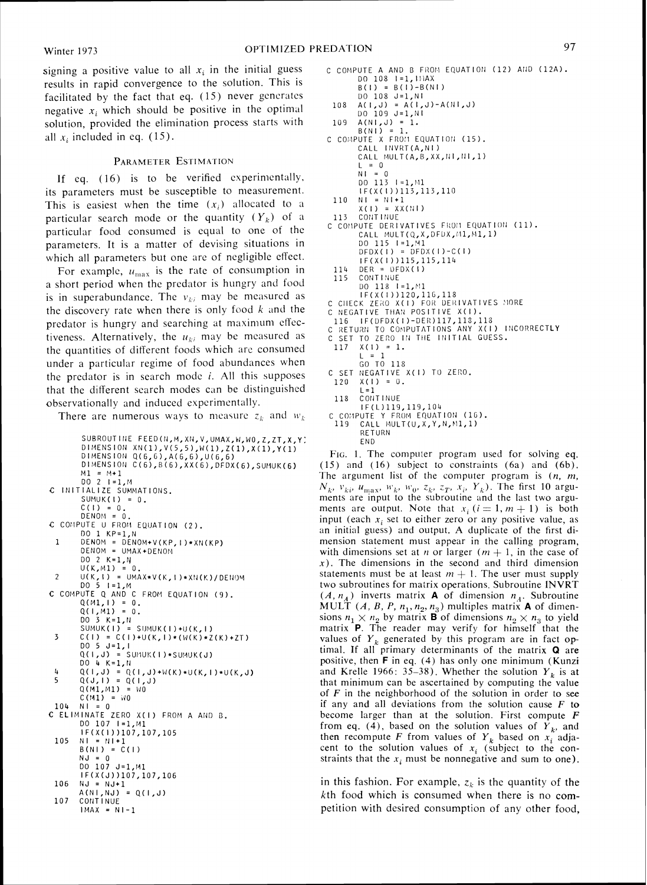signing a positive value to all $x_i$ in the initial guess results in rapid convergence to the solution. This is facilitated by the fact that eq. (15) never generates negative $x_i$ which should be positive in the optimal solution, provided the elimination process starts with all $x_i$ included in eq. (15).

## Parameter Estimation

If eq. (16) is to be verified experimentally, its parameters must be susceptible to measurement. This is easiest when the time ($x_i$) allocated to a particular search mode or the quantity ($Y_k$) of a particular food consumed is equal to one of the parameters. It is a matter of devising situations in which all parameters but one are of negligible effect.

For example, $u_{\max}$ is the rate of consumption in a short period when the predator is hungry and food is in superabundance. The $v_{ki}$ may be measured as the discovery rate when there is only food $k$ and the predator is hungry and searching at maximum effectiveness. Alternatively, the $u_{ki}$ may be measured as the quantities of different foods which are consumed under a particular regime of food abundances when the predator is in search mode $i$. All this supposes that the different search modes can be distinguished observationally and induced experimentally.

There are numerous ways to measure $z_k$ and $w_k$

```
      SUBROUTINE FEED(N,M,XN,V,UMAX,W,WO,Z,ZT,X,Y)
      DIMENSION XN(1),V(5,5),W(1),Z(1),X(1),Y(1)
      DIMENSION Q(6,6),A(6,6),U(6,6)
      DIMENSION C(6),B(6),XX(6),DFDX(6),SUMUK(6)
      M1 = M+1
      DO 2 I=1,M
C INITIALIZE SUMMATIONS.
      SUMUK(I) = 0.
      C(I) = 0.
      DENOM = 0.
C COMPUTE U FROM EQUATION (2).
      DO 1 KP=1,N
  1   DENOM = DENOM+V(KP,I)*XN(KP)
      DENOM = UMAX+DENOM
      DO 2 K=1,N
      U(K,M1) = 0.
  2   U(K,I) = UMAX*V(K,I)*XN(K)/DENOM
      DO 5 I=1,M
C COMPUTE Q AND C FROM EQUATION (9).
      Q(M1,I) = 0.
      Q(I,M1) = 0.
      DO 3 K=1,N
      SUMUK(I) = SUMUK(I)+U(K,I)
  3   C(I) = C(I)+U(K,I)*(W(K)*Z(K)+ZT)
      DO 5 J=1,I
      Q(I,J) = SUMUK(I)*SUMUK(J)
      DO 4 K=1,N
  4   Q(I,J) = Q(I,J)+W(K)*U(K,I)*U(K,J)
  5   Q(J,I) = Q(I,J)
      Q(M1,M1) = WO
      C(M1) = WO
 104  NI = 0
C ELIMINATE ZERO X(I) FROM A AND B.
      DO 107 I=1,M1
      IF(X(I))107,107,105
 105  NI = NI+1
      B(NI) = C(I)
      NJ = 0
      DO 107 J=1,M1
      IF(X(J))107,107,106
 106  NJ = NJ+1
      A(NI,NJ) = Q(I,J)
 107  CONTINUE
      IMAX = NI-1
C COMPUTE A AND B FROM EQUATION (12) AND (12A).
      DO 108 I=1,IMAX
      B(I) = B(I)-B(NI)
      DO 108 J=1,NI
 108  A(I,J) = A(I,J)-A(NI,J)
      DO 109 J=1,NI
 109  A(NI,J) = 1.
      B(NI) = 1.
C COMPUTE X FROM EQUATION (15).
      CALL INVRT(A,NI)
      CALL MULT(A,B,XX,NI,NI,1)
      L = 0
      NI = 0
      DO 113 I=1,M1
      IF(X(I))113,113,110
 110  NI = NI+1
      X(I) = XX(NI)
 113  CONTINUE
C COMPUTE DERIVATIVES FROM EQUATION (11).
      CALL MULT(Q,X,DFDX,M1,M1,1)
      DO 115 I=1,M1
      DFDX(I) = DFDX(I)-C(I)
      IF(X(I))115,115,114
 114  DER = DFDX(I)
 115  CONTINUE
      DO 118 I=1,M1
      IF(X(I))120,116,118
C CHECK ZERO X(I) FOR DERIVATIVES MORE
C NEGATIVE THAN POSITIVE X(I).
 116  IF(DFDX(I)-DER)117,118,118
C RETURN TO COMPUTATIONS ANY X(I) INCORRECTLY
C SET TO ZERO IN THE INITIAL GUESS.
 117  X(I) = 1.
      L = 1
      GO TO 118
C SET NEGATIVE X(I) TO ZERO.
 120  X(I) = 0.
      L=1
 118  CONTINUE
      IF(L)119,119,104
C COMPUTE Y FROM EQUATION (16).
 119  CALL MULT(U,X,Y,N,M1,1)
      RETURN
      END
```

Fig. 1. The computer program used for solving eq. (15) and (16) subject to constraints (6a) and (6b). The argument list of the computer program is ($n$, $m$, $N_k$, $v_{ki}$, $u_{\max}$, $w_k$, $w_0$, $z_k$, $z_T$, $x_i$, $Y_k$). The first 10 arguments are input to the subroutine and the last two arguments are output. Note that $x_i$ ($i = 1, m+1$) is both input (each $x_i$ set to either zero or any positive value, as an initial guess) and output. A duplicate of the first dimension statement must appear in the calling program, with dimensions set at $n$ or larger ($m + 1$, in the case of $x$). The dimensions in the second and third dimension statements must be at least $m + 1$. The user must supply two subroutines for matrix operations. Subroutine INVRT ($A$, $n_A$) inverts matrix **A** of dimension $n_A$. Subroutine MULT ($A$, $B$, $P$, $n_1$, $n_2$, $n_3$) multiples matrix **A** of dimensions $n_1 \times n_2$ by matrix **B** of dimensions $n_2 \times n_3$ to yield matrix **P**. The reader may verify for himself that the values of $Y_k$ generated by this program are in fact optimal. If all primary determinants of the matrix **Q** are positive, then **F** in eq. (4) has only one minimum (Kunzi and Krelle 1966: 35–38). Whether the solution $Y_k$ is at that minimum can be ascertained by computing the value of $F$ in the neighborhood of the solution in order to see if any and all deviations from the solution cause $F$ to become larger than at the solution. First compute $F$ from eq. (4), based on the solution values of $Y_k$, and then recompute $F$ from values of $Y_k$ based on $x_i$ adjacent to the solution values of $x_i$ (subject to the constraints that the $x_i$ must be nonnegative and sum to one).

in this fashion. For example, $z_k$ is the quantity of the $k$th food which is consumed when there is no competition with desired consumption of any other food,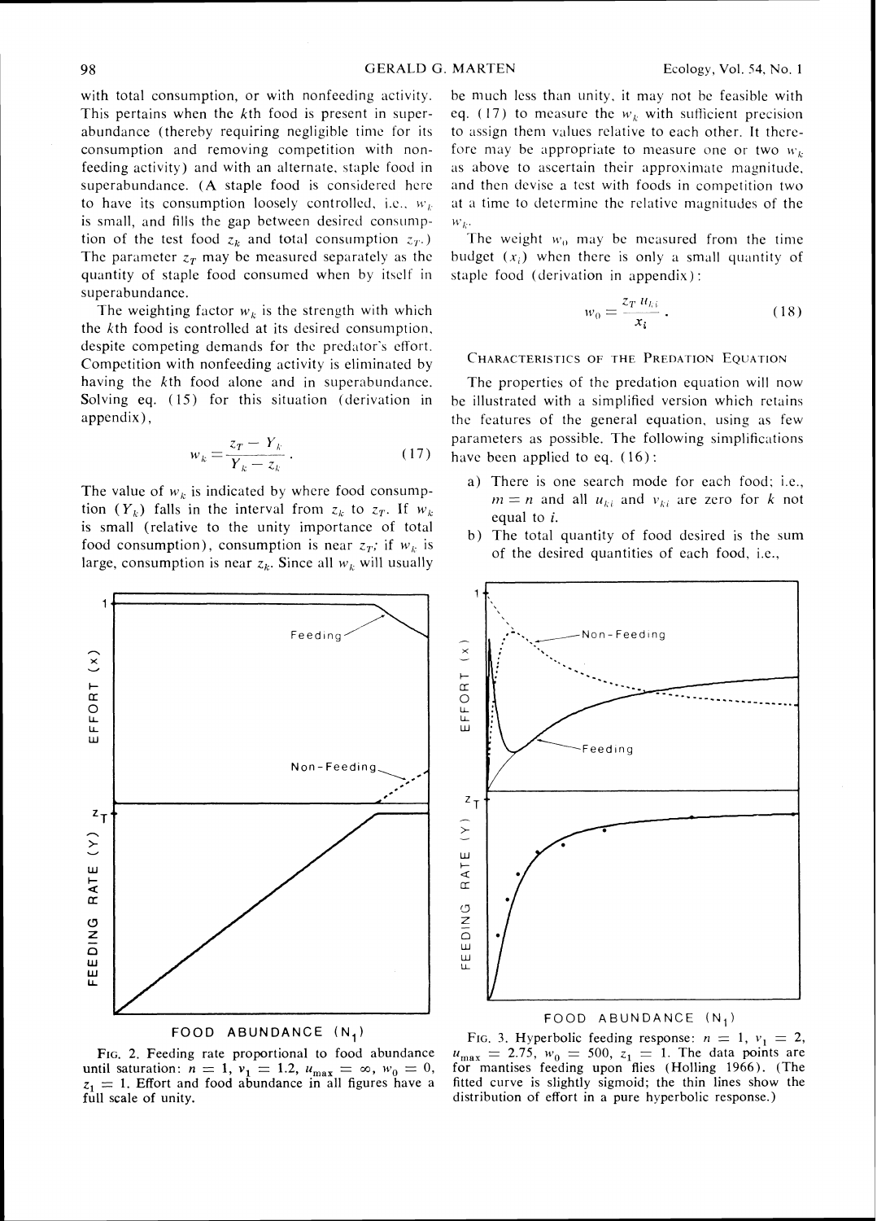with total consumption, or with nonfeeding activity. This pertains when the $k$th food is present in superabundance (thereby requiring negligible time for its consumption and removing competition with nonfeeding activity) and with an alternate, staple food in superabundance. (A staple food is considered here to have its consumption loosely controlled, i.e., $w_k$ is small, and fills the gap between desired consumption of the test food $z_k$ and total consumption $z_T$.) The parameter $z_T$ may be measured separately as the quantity of staple food consumed when by itself in superabundance.

The weighting factor $w_k$ is the strength with which the $k$th food is controlled at its desired consumption, despite competing demands for the predator's effort. Competition with nonfeeding activity is eliminated by having the $k$th food alone and in superabundance. Solving eq. (15) for this situation (derivation in appendix),

$$w_k = \frac{z_T - Y_k}{Y_k - z_k}. \tag{17}$$

The value of $w_k$ is indicated by where food consumption ($Y_k$) falls in the interval from $z_k$ to $z_T$. If $w_k$ is small (relative to the unity importance of total food consumption), consumption is near $z_T$; if $w_k$ is large, consumption is near $z_k$. Since all $w_k$ will usually be much less than unity, it may not be feasible with eq. (17) to measure the $w_k$ with sufficient precision to assign them values relative to each other. It therefore may be appropriate to measure one or two $w_k$ as above to ascertain their approximate magnitude, and then devise a test with foods in competition two at a time to determine the relative magnitudes of the $w_k$.

The weight $w_0$ may be measured from the time budget ($x_i$) when there is only a small quantity of staple food (derivation in appendix):

$$w_0 = \frac{z_T \, u_{ki}}{x_i}. \tag{18}$$

## Characteristics of the Predation Equation

The properties of the predation equation will now be illustrated with a simplified version which retains the features of the general equation, using as few parameters as possible. The following simplifications have been applied to eq. (16):

a) There is one search mode for each food; i.e., $m = n$ and all $u_{ki}$ and $v_{ki}$ are zero for $k$ not equal to $i$.

b) The total quantity of food desired is the sum of the desired quantities of each food, i.e.,

Fig. 2. Feeding rate proportional to food abundance until saturation: $n = 1$, $v_1 = 1.2$, $u_{max} = \infty$, $w_0 = 0$, $z_1 = 1$. Effort and food abundance in all figures have a full scale of unity.

Fig. 3. Hyperbolic feeding response: $n = 1$, $v_1 = 2$, $u_{max} = 2.75$, $w_0 = 500$, $z_1 = 1$. The data points are for mantises feeding upon flies (Holling 1966). (The fitted curve is slightly sigmoid; the thin lines show the distribution of effort in a pure hyperbolic response.)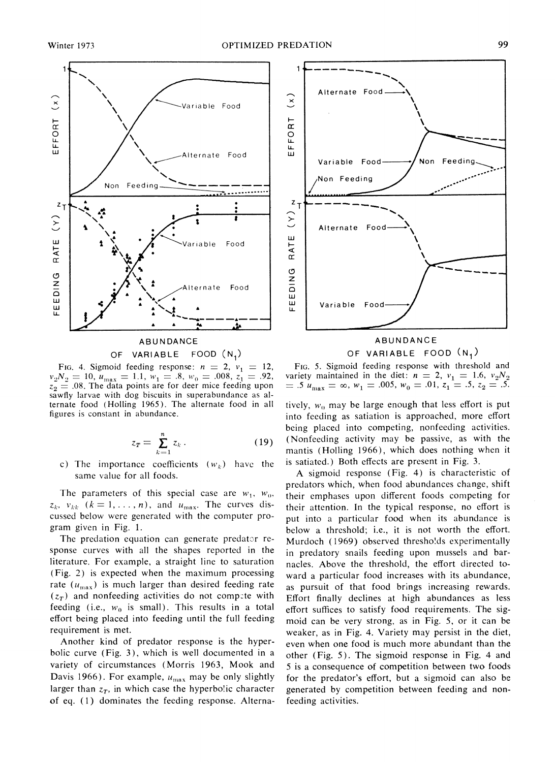FIG. 4. Sigmoid feeding response: $n = 2$, $v_1 = 12$, $v_2N_2 = 10$, $u_{max} = 1.1$, $w_1 = .8$, $w_0 = .008$, $z_1 = .92$, $z_2 = .08$. The data points are for deer mice feeding upon sawfly larvae with dog biscuits in superabundance as alternate food (Holling 1965). The alternate food in all figures is constant in abundance.

$$z_T = \sum_{k=1}^{n} z_k . \qquad (19)$$

c) The importance coefficients ($w_k$) have the same value for all foods.

The parameters of this special case are $w_1$, $w_0$, $z_k$, $v_{kk}$ ($k = 1, \ldots, n$), and $u_{max}$. The curves discussed below were generated with the computer program given in Fig. 1.

The predation equation can generate predator response curves with all the shapes reported in the literature. For example, a straight line to saturation (Fig. 2) is expected when the maximum processing rate ($u_{max}$) is much larger than desired feeding rate ($z_T$) and nonfeeding activities do not compete with feeding (i.e., $w_0$ is small). This results in a total effort being placed into feeding until the full feeding requirement is met.

Another kind of predator response is the hyperbolic curve (Fig. 3), which is well documented in a variety of circumstances (Morris 1963, Mook and Davis 1966). For example, $u_{max}$ may be only slightly larger than $z_T$, in which case the hyperbolic character of eq. (1) dominates the feeding response. Alternatively, $w_0$ may be large enough that less effort is put into feeding as satiation is approached, more effort being placed into competing, nonfeeding activities. (Nonfeeding activity may be passive, as with the mantis (Holling 1966), which does nothing when it is satiated.) Both effects are present in Fig. 3.

FIG. 5. Sigmoid feeding response with threshold and variety maintained in the diet: $n = 2$, $v_1 = 1.6$, $v_2N_2 = .5$ $u_{max} = \infty$, $w_1 = .005$, $w_0 = .01$, $z_1 = .5$, $z_2 = .5$.

A sigmoid response (Fig. 4) is characteristic of predators which, when food abundances change, shift their emphases upon different foods competing for their attention. In the typical response, no effort is put into a particular food when its abundance is below a threshold; i.e., it is not worth the effort. Murdoch (1969) observed thresholds experimentally in predatory snails feeding upon mussels and barnacles. Above the threshold, the effort directed toward a particular food increases with its abundance, as pursuit of that food brings increasing rewards. Effort finally declines at high abundances as less effort suffices to satisfy food requirements. The sigmoid can be very strong, as in Fig. 5, or it can be weaker, as in Fig. 4. Variety may persist in the diet, even when one food is much more abundant than the other (Fig. 5). The sigmoid response in Fig. 4 and 5 is a consequence of competition between two foods for the predator's effort, but a sigmoid can also be generated by competition between feeding and nonfeeding activities.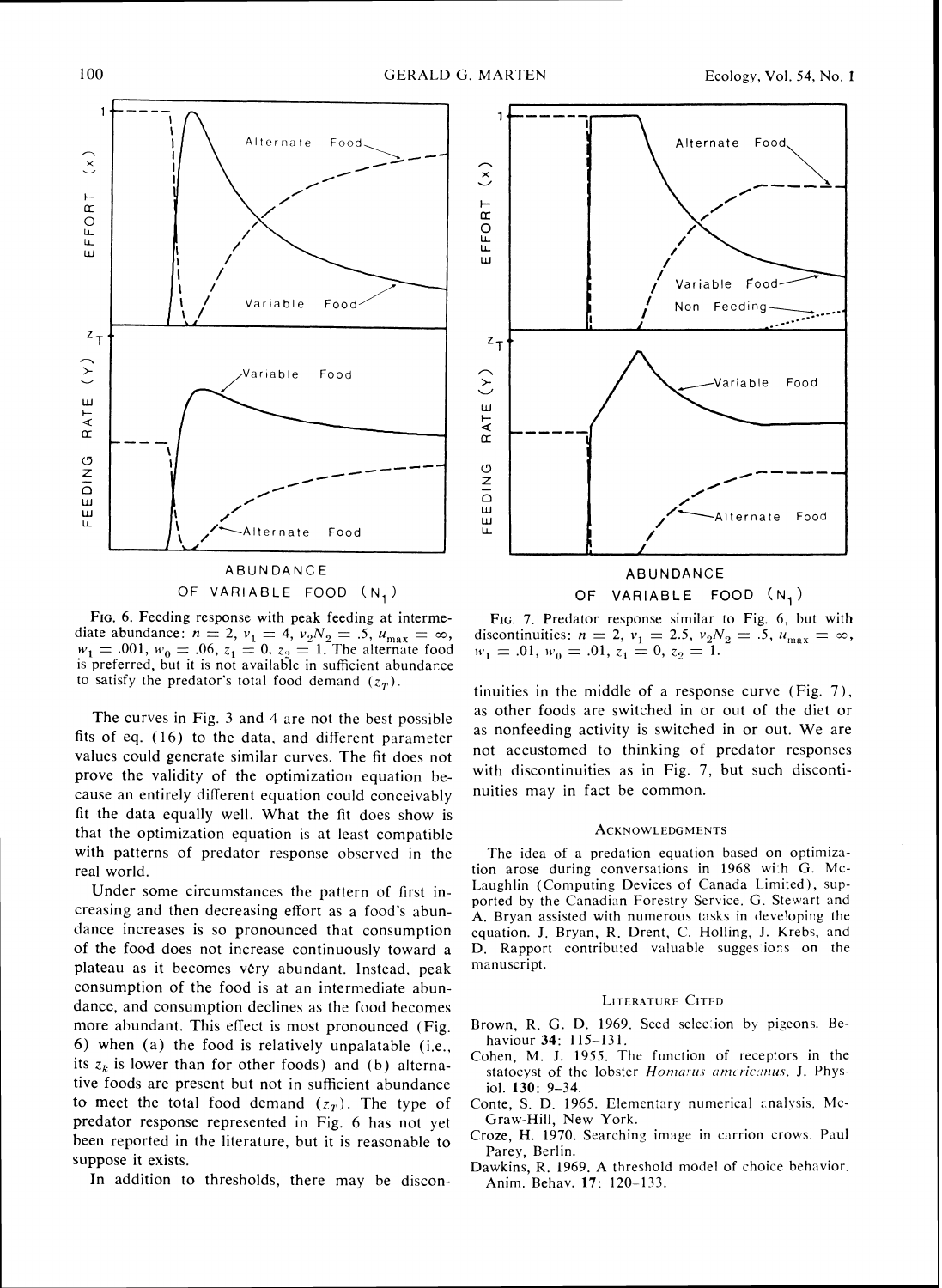FIG. 6. Feeding response with peak feeding at intermediate abundance: $n = 2$, $v_1 = 4$, $v_2N_2 = .5$, $u_{max} = \infty$, $w_1 = .001$, $w_0 = .06$, $z_1 = 0$, $z_2 = 1$. The alternate food is preferred, but it is not available in sufficient abundance to satisfy the predator's total food demand ($z_T$).

FIG. 7. Predator response similar to Fig. 6, but with discontinuities: $n = 2$, $v_1 = 2.5$, $v_2N_2 = .5$, $u_{max} = \infty$, $w_1 = .01$, $w_0 = .01$, $z_1 = 0$, $z_2 = 1$.

The curves in Fig. 3 and 4 are not the best possible fits of eq. (16) to the data, and different parameter values could generate similar curves. The fit does not prove the validity of the optimization equation because an entirely different equation could conceivably fit the data equally well. What the fit does show is that the optimization equation is at least compatible with patterns of predator response observed in the real world.

Under some circumstances the pattern of first increasing and then decreasing effort as a food's abundance increases is so pronounced that consumption of the food does not increase continuously toward a plateau as it becomes very abundant. Instead, peak consumption of the food is at an intermediate abundance, and consumption declines as the food becomes more abundant. This effect is most pronounced (Fig. 6) when (a) the food is relatively unpalatable (i.e., its $z_k$ is lower than for other foods) and (b) alternative foods are present but not in sufficient abundance to meet the total food demand ($z_T$). The type of predator response represented in Fig. 6 has not yet been reported in the literature, but it is reasonable to suppose it exists.

In addition to thresholds, there may be discontinuities in the middle of a response curve (Fig. 7), as other foods are switched in or out of the diet or as nonfeeding activity is switched in or out. We are not accustomed to thinking of predator responses with discontinuities as in Fig. 7, but such discontinuities may in fact be common.

## ACKNOWLEDGMENTS

The idea of a predation equation based on optimization arose during conversations in 1968 with G. McLaughlin (Computing Devices of Canada Limited), supported by the Canadian Forestry Service. G. Stewart and A. Bryan assisted with numerous tasks in developing the equation. J. Bryan, R. Drent, C. Holling, J. Krebs, and D. Rapport contributed valuable suggestions on the manuscript.

## LITERATURE CITED

Brown, R. G. D. 1969. Seed selection by pigeons. Behaviour **34**: 115–131.

Cohen, M. J. 1955. The function of receptors in the statocyst of the lobster *Homarus americanus*. J. Physiol. **130**: 9–34.

Conte, S. D. 1965. Elementary numerical analysis. McGraw-Hill, New York.

Croze, H. 1970. Searching image in carrion crows. Paul Parey, Berlin.

Dawkins, R. 1969. A threshold model of choice behavior. Anim. Behav. **17**: 120–133.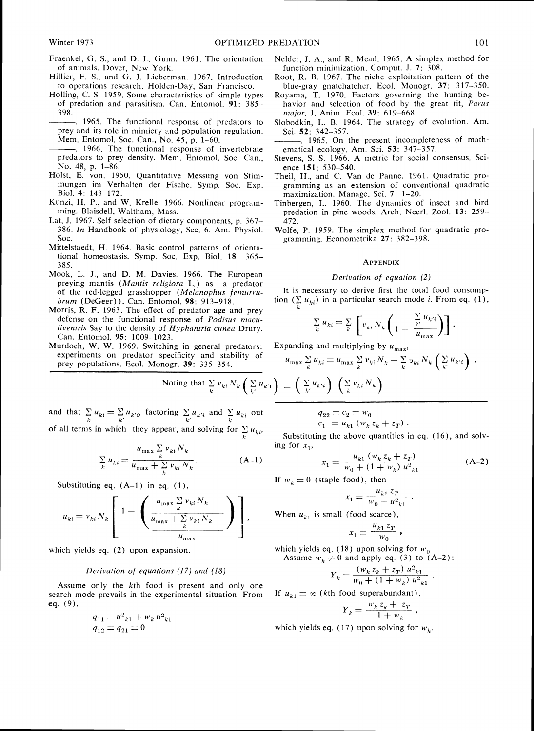Fraenkel, G. S., and D. L. Gunn. 1961. The orientation of animals. Dover, New York.

Hillier, F. S., and G. J. Lieberman. 1967. Introduction to operations research. Holden-Day, San Francisco.

Holling, C. S. 1959. Some characteristics of simple types of predation and parasitism. Can. Entomol. 91: 385–398.

———. 1965. The functional response of predators to prey and its role in mimicry and population regulation. Mem. Entomol. Soc. Can., No. 45, p. 1–60.

———. 1966. The functional response of invertebrate predators to prey density. Mem. Entomol. Soc. Can., No. 48, p. 1–86.

Holst, E. von. 1950. Quantitative Messung von Stimmungen im Verhalten der Fische. Symp. Soc. Exp. Biol. 4: 143–172.

Kunzi, H. P., and W. Krelle. 1966. Nonlinear programming. Blaisdell, Waltham, Mass.

Lat, J. 1967. Self selection of dietary components, p. 367–386. *In* Handbook of physiology, Sec. 6. Am. Physiol. Soc.

Mittelstaedt, H. 1964. Basic control patterns of orientational homeostasis. Symp. Soc. Exp. Biol. 18: 365–385.

Mook, L. J., and D. M. Davies. 1966. The European preying mantis (*Mantis religiosa* L.) as a predator of the red-legged grasshopper (*Melanophus femurrubrum* (DeGeer)). Can. Entomol. 98: 913–918.

Morris, R. F. 1963. The effect of predator age and prey defense on the functional response of *Podisus maculiventris* Say to the density of *Hyphantria cunea* Drury. Can. Entomol. 95: 1009–1023.

Murdoch, W. W. 1969. Switching in general predators: experiments on predator specificity and stability of prey populations. Ecol. Monogr. 39: 335–354.

Nelder, J. A., and R. Mead. 1965. A simplex method for function minimization. Comput. J. 7: 308.

Root, R. B. 1967. The niche exploitation pattern of the blue-gray gnatchatcher. Ecol. Monogr. 37: 317–350.

Royama, T. 1970. Factors governing the hunting behavior and selection of food by the great tit, *Parus major*. J. Anim. Ecol. 39: 619–668.

Slobodkin, L. B. 1964. The strategy of evolution. Am. Sci. 52: 342–357.

———. 1965. On the present incompleteness of mathematical ecology. Am. Sci. 53: 347–357.

Stevens, S. S. 1966. A metric for social consensus. Science 151: 530–540.

Theil, H., and C. Van de Panne. 1961. Quadratic programming as an extension of conventional quadratic maximization. Manage. Sci. 7: 1–20.

Tinbergen, L. 1960. The dynamics of insect and bird predation in pine woods. Arch. Neerl. Zool. 13: 259–472.

Wolfe, P. 1959. The simplex method for quadratic programming. Econometrika 27: 382–398.

## Appendix

### *Derivation of equation (2)*

It is necessary to derive first the total food consumption ($\sum_k u_{ki}$) in a particular search mode $i$. From eq. (1),

$$\sum_k u_{ki} = \sum_k \left[ v_{ki} N_k \left( 1 - \frac{\sum_{k'} u_{k'i}}{u_{\max}} \right) \right].$$

Expanding and multiplying by $u_{\max}$,

$$u_{\max} \sum_k u_{ki} = u_{\max} \sum_k v_{ki} N_k - \sum_k v_{ki} N_k \left( \sum_{k'} u_{k'i} \right).$$

Noting that $\sum_k v_{ki} N_k \left( \sum_{k'} u_{k'i} \right) = \left( \sum_{k'} u_{k'i} \right) \left( \sum_k v_{ki} N_k \right)$

and that $\sum_k u_{ki} = \sum_{k'} u_{k'i}$, factoring $\sum_{k'} u_{k'i}$ and $\sum_k u_{ki}$ out of all terms in which they appear, and solving for $\sum_k u_{ki}$,

$$\sum_k u_{ki} = \frac{u_{\max} \sum_k v_{ki} N_k}{u_{\max} + \sum_k v_{ki} N_k}. \tag{A-1}$$

Substituting eq. (A-1) in eq. (1),

$$u_{ki} = v_{ki} N_k \left[ 1 - \left( \frac{\dfrac{u_{\max} \sum_k v_{ki} N_k}{u_{\max} + \sum_k v_{ki} N_k}}{u_{\max}} \right) \right],$$

which yields eq. (2) upon expansion.

### *Derivation of equations (17) and (18)*

Assume only the $k$th food is present and only one search mode prevails in the experimental situation. From eq. (9),

$$q_{11} = u^2_{k1} + w_k u^2_{k1}$$
$$q_{12} = q_{21} = 0$$
$$q_{22} = c_2 = w_0$$
$$c_1 = u_{k1} (w_k z_k + z_T).$$

Substituting the above quantities in eq. (16), and solving for $x_1$,

$$x_1 = \frac{u_{k1} (w_k z_k + z_T)}{w_0 + (1 + w_k) u^2_{k1}} \tag{A-2}$$

If $w_k = 0$ (staple food), then

$$x_1 = \frac{u_{k1} z_T}{w_0 + u^2_{k1}}.$$

When $u_{k1}$ is small (food scarce),

$$x_1 = \frac{u_{k1} z_T}{w_0},$$

which yields eq. (18) upon solving for $w_0$

Assume $w_k \neq 0$ and apply eq. (3) to (A-2):

$$Y_k = \frac{(w_k z_k + z_T) u^2_{k1}}{w_0 + (1 + w_k) u^2_{k1}}.$$

If $u_{k1} = \infty$ ($k$th food superabundant),

$$Y_k = \frac{w_k z_k + z_T}{1 + w_k},$$

which yields eq. (17) upon solving for $w_k$.